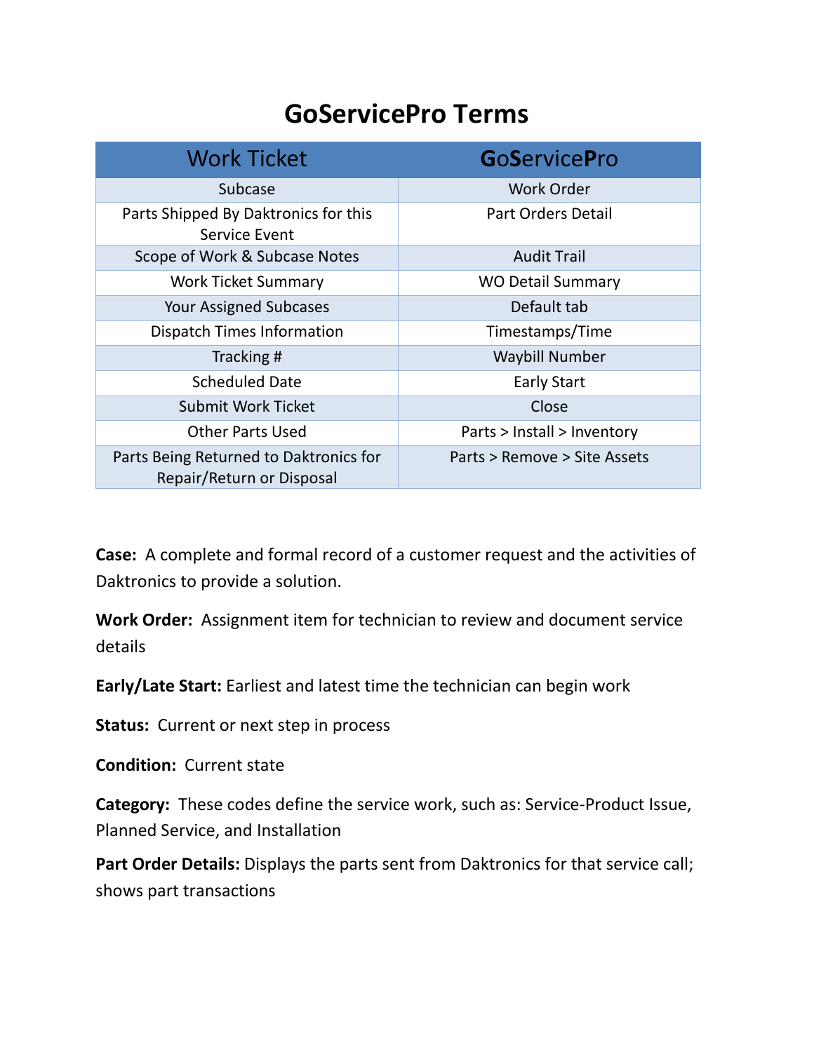# GoServicePro Terms

| Work Ticket | GoServicePro |
|---|---|
| Subcase | Work Order |
| Parts Shipped By Daktronics for this Service Event | Part Orders Detail |
| Scope of Work & Subcase Notes | Audit Trail |
| Work Ticket Summary | WO Detail Summary |
| Your Assigned Subcases | Default tab |
| Dispatch Times Information | Timestamps/Time |
| Tracking # | Waybill Number |
| Scheduled Date | Early Start |
| Submit Work Ticket | Close |
| Other Parts Used | Parts > Install > Inventory |
| Parts Being Returned to Daktronics for Repair/Return or Disposal | Parts > Remove > Site Assets |

**Case:** A complete and formal record of a customer request and the activities of Daktronics to provide a solution.

**Work Order:** Assignment item for technician to review and document service details

**Early/Late Start:** Earliest and latest time the technician can begin work

**Status:** Current or next step in process

**Condition:** Current state

**Category:** These codes define the service work, such as: Service-Product Issue, Planned Service, and Installation

**Part Order Details:** Displays the parts sent from Daktronics for that service call; shows part transactions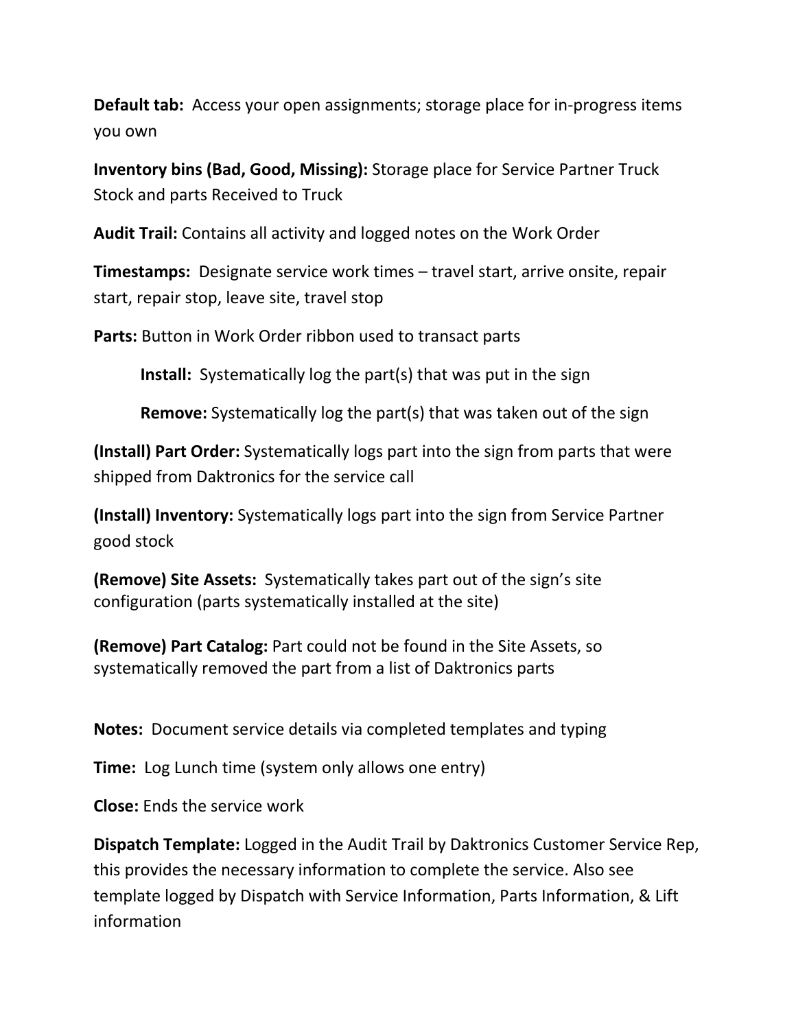**Default tab:** Access your open assignments; storage place for in-progress items you own

**Inventory bins (Bad, Good, Missing):** Storage place for Service Partner Truck Stock and parts Received to Truck

**Audit Trail:** Contains all activity and logged notes on the Work Order

**Timestamps:** Designate service work times – travel start, arrive onsite, repair start, repair stop, leave site, travel stop

**Parts:** Button in Work Order ribbon used to transact parts

> **Install:** Systematically log the part(s) that was put in the sign
>
> **Remove:** Systematically log the part(s) that was taken out of the sign

**(Install) Part Order:** Systematically logs part into the sign from parts that were shipped from Daktronics for the service call

**(Install) Inventory:** Systematically logs part into the sign from Service Partner good stock

**(Remove) Site Assets:** Systematically takes part out of the sign's site configuration (parts systematically installed at the site)

**(Remove) Part Catalog:** Part could not be found in the Site Assets, so systematically removed the part from a list of Daktronics parts

**Notes:** Document service details via completed templates and typing

**Time:** Log Lunch time (system only allows one entry)

**Close:** Ends the service work

**Dispatch Template:** Logged in the Audit Trail by Daktronics Customer Service Rep, this provides the necessary information to complete the service. Also see template logged by Dispatch with Service Information, Parts Information, & Lift information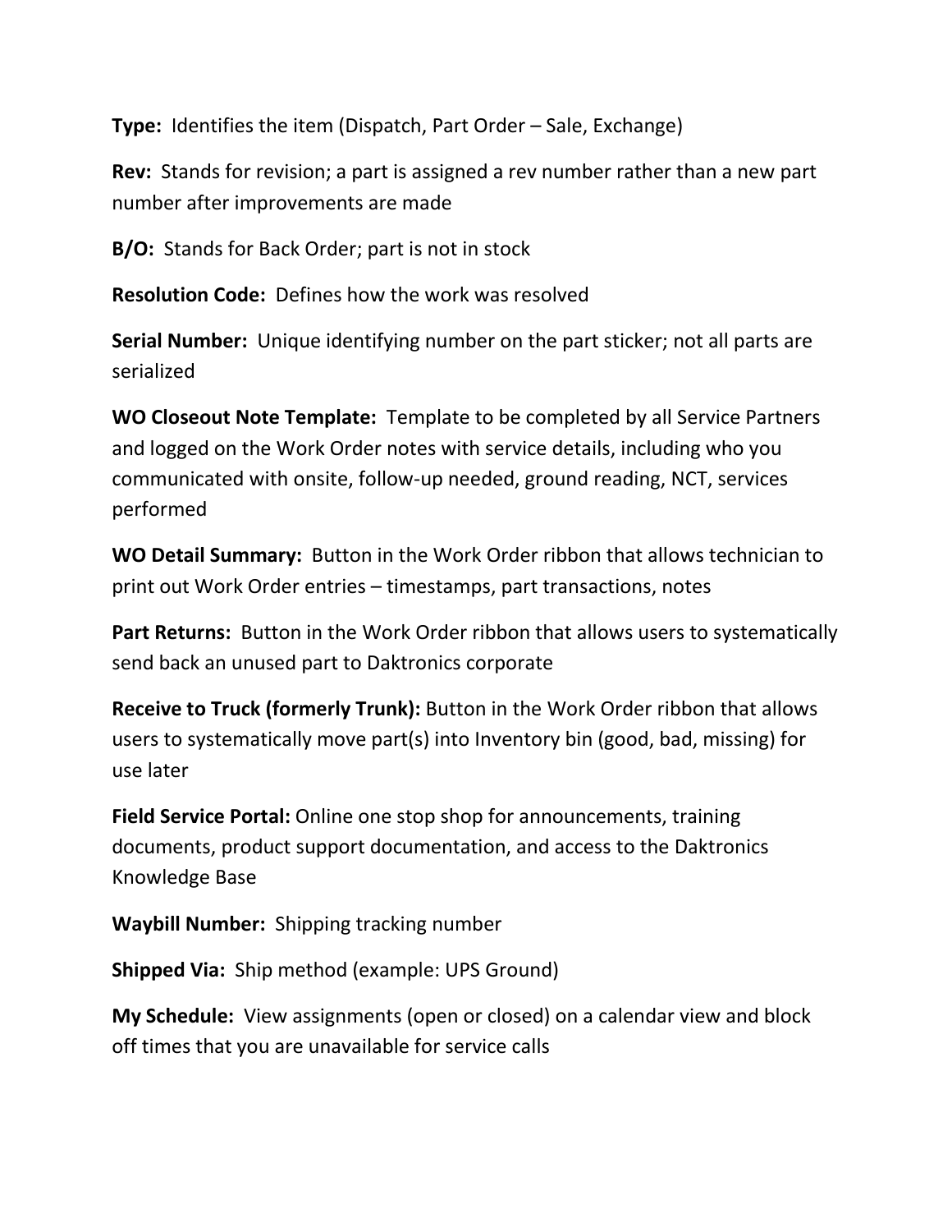**Type:** Identifies the item (Dispatch, Part Order – Sale, Exchange)

**Rev:** Stands for revision; a part is assigned a rev number rather than a new part number after improvements are made

**B/O:** Stands for Back Order; part is not in stock

**Resolution Code:** Defines how the work was resolved

**Serial Number:** Unique identifying number on the part sticker; not all parts are serialized

**WO Closeout Note Template:** Template to be completed by all Service Partners and logged on the Work Order notes with service details, including who you communicated with onsite, follow-up needed, ground reading, NCT, services performed

**WO Detail Summary:** Button in the Work Order ribbon that allows technician to print out Work Order entries – timestamps, part transactions, notes

**Part Returns:** Button in the Work Order ribbon that allows users to systematically send back an unused part to Daktronics corporate

**Receive to Truck (formerly Trunk):** Button in the Work Order ribbon that allows users to systematically move part(s) into Inventory bin (good, bad, missing) for use later

**Field Service Portal:** Online one stop shop for announcements, training documents, product support documentation, and access to the Daktronics Knowledge Base

**Waybill Number:** Shipping tracking number

**Shipped Via:** Ship method (example: UPS Ground)

**My Schedule:** View assignments (open or closed) on a calendar view and block off times that you are unavailable for service calls